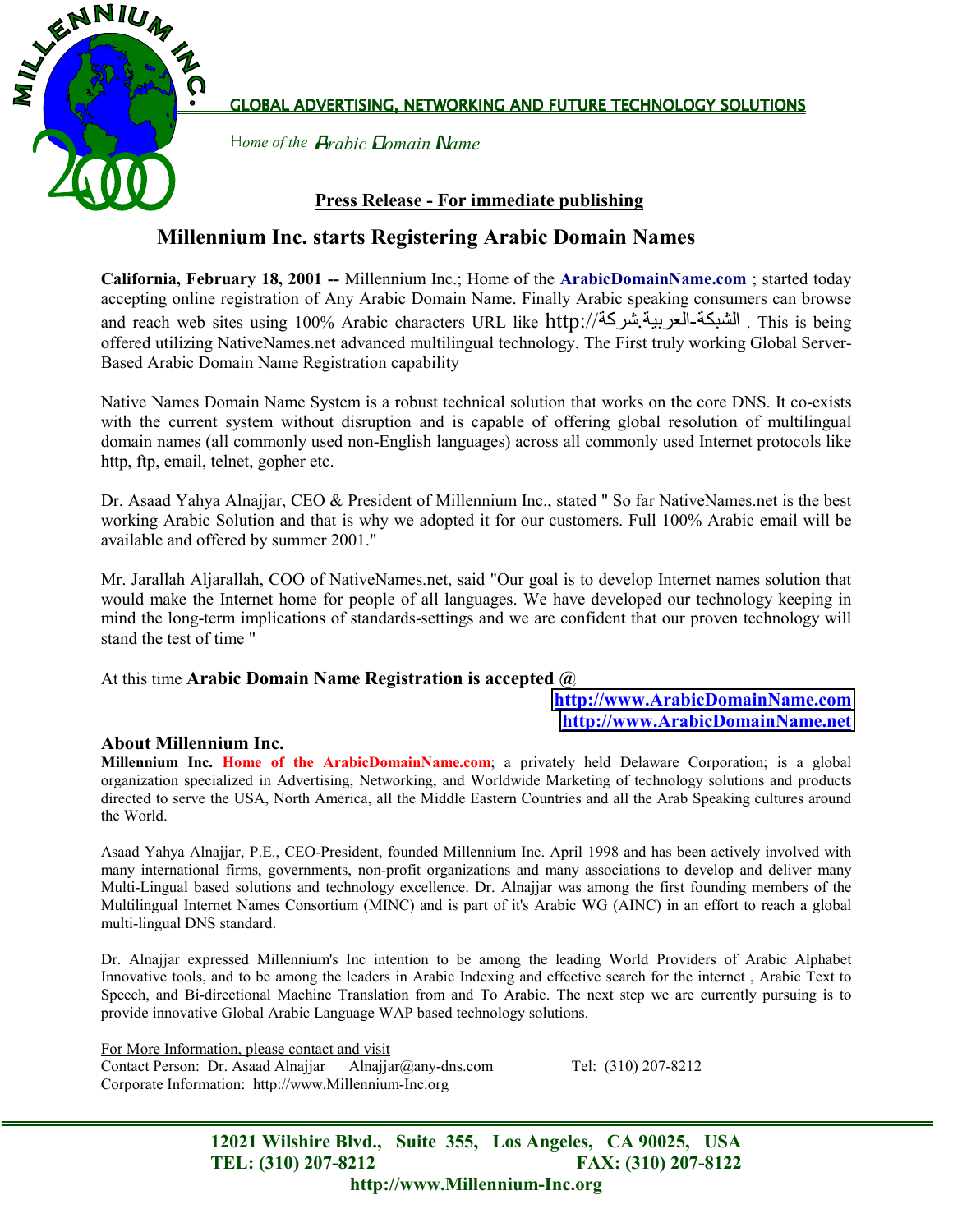MILLENNIUM INC. 2000

GLOBAL ADVERTISING, NETWORKING AND FUTURE TECHNOLOGY SOLUTIONS

*Home of the Arabic Domain Name*

**Press Release - For immediate publishing**

# Millennium Inc. starts Registering Arabic Domain Names

**California, February 18, 2001 --** Millennium Inc.; Home of the **ArabicDomainName.com** ; started today accepting online registration of Any Arabic Domain Name. Finally Arabic speaking consumers can browse and reach web sites using 100% Arabic characters URL like http://الشبكة-العربية.شركة . This is being offered utilizing NativeNames.net advanced multilingual technology. The First truly working Global Server-Based Arabic Domain Name Registration capability

Native Names Domain Name System is a robust technical solution that works on the core DNS. It co-exists with the current system without disruption and is capable of offering global resolution of multilingual domain names (all commonly used non-English languages) across all commonly used Internet protocols like http, ftp, email, telnet, gopher etc.

Dr. Asaad Yahya Alnajjar, CEO & President of Millennium Inc., stated " So far NativeNames.net is the best working Arabic Solution and that is why we adopted it for our customers. Full 100% Arabic email will be available and offered by summer 2001."

Mr. Jarallah Aljarallah, COO of NativeNames.net, said "Our goal is to develop Internet names solution that would make the Internet home for people of all languages. We have developed our technology keeping in mind the long-term implications of standards-settings and we are confident that our proven technology will stand the test of time "

At this time **Arabic Domain Name Registration is accepted @**

**http://www.ArabicDomainName.com**
**http://www.ArabicDomainName.net**

## About Millennium Inc.

**Millennium Inc. Home of the ArabicDomainName.com**; a privately held Delaware Corporation; is a global organization specialized in Advertising, Networking, and Worldwide Marketing of technology solutions and products directed to serve the USA, North America, all the Middle Eastern Countries and all the Arab Speaking cultures around the World.

Asaad Yahya Alnajjar, P.E., CEO-President, founded Millennium Inc. April 1998 and has been actively involved with many international firms, governments, non-profit organizations and many associations to develop and deliver many Multi-Lingual based solutions and technology excellence. Dr. Alnajjar was among the first founding members of the Multilingual Internet Names Consortium (MINC) and is part of it's Arabic WG (AINC) in an effort to reach a global multi-lingual DNS standard.

Dr. Alnajjar expressed Millennium's Inc intention to be among the leading World Providers of Arabic Alphabet Innovative tools, and to be among the leaders in Arabic Indexing and effective search for the internet , Arabic Text to Speech, and Bi-directional Machine Translation from and To Arabic. The next step we are currently pursuing is to provide innovative Global Arabic Language WAP based technology solutions.

For More Information, please contact and visit
Contact Person: Dr. Asaad Alnajjar Alnajjar@any-dns.com Tel: (310) 207-8212
Corporate Information: http://www.Millennium-Inc.org

**12021 Wilshire Blvd., Suite 355, Los Angeles, CA 90025, USA**
**TEL: (310) 207-8212 FAX: (310) 207-8122**
**http://www.Millennium-Inc.org**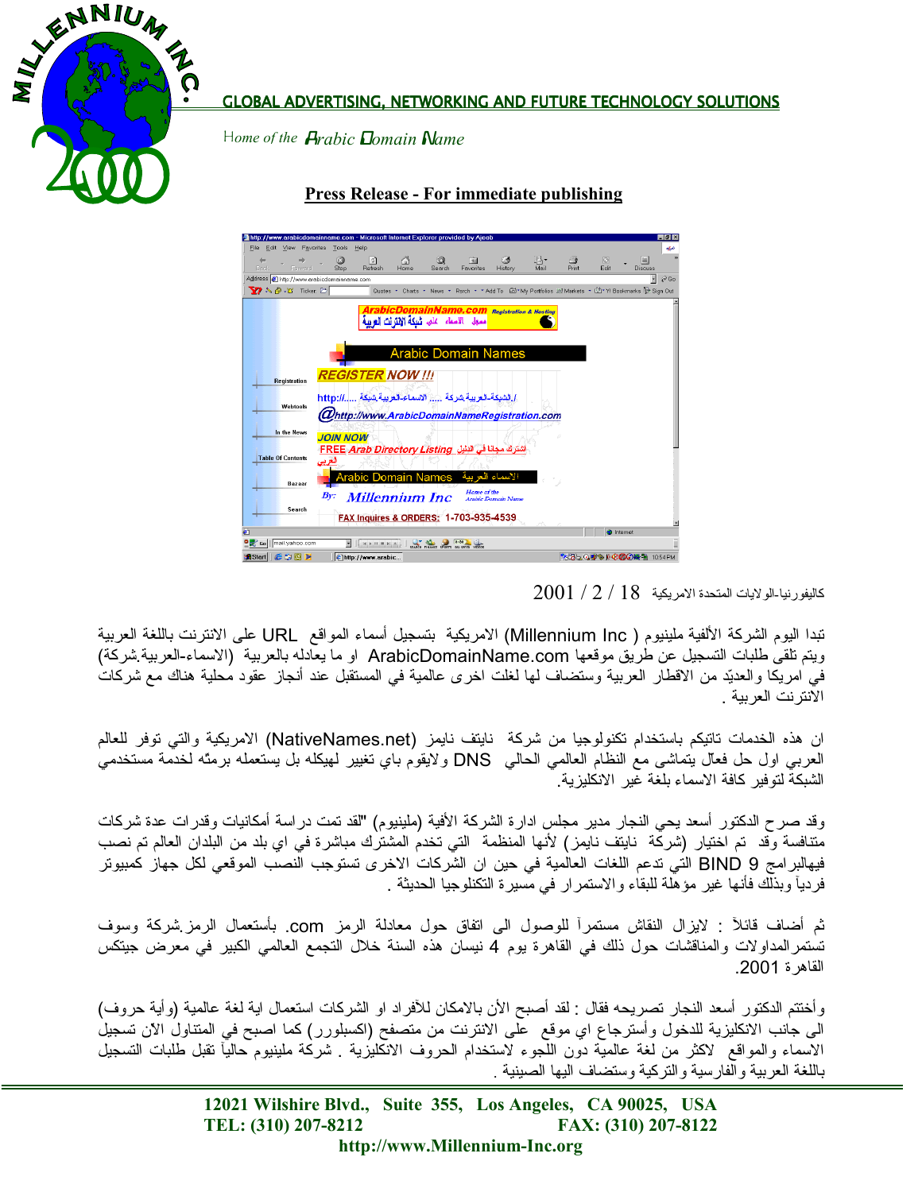MILLENNIUM INC. 2000

GLOBAL ADVERTISING, NETWORKING AND FUTURE TECHNOLOGY SOLUTIONS

Home of the *Arabic Domain Name*

**Press Release - For immediate publishing**

كاليفورنيا-الولايات المتحدة الامريكية 18 / 2 / 2001

تبدا اليوم الشركة الألفية ملينيوم ( Millennium Inc) الامريكية بتسجيل أسماء المواقع URL على الانترنت باللغة العربية ويتم تلقى طلبات التسجيل عن طريق موقعها ArabicDomainName.com او ما يعادله بالعربية (الاسماء-العربية.شركة) في امريكا والعديّد من الاقطار العربية وستضاف لها لغات اخرى عالمية في المستقبل عند أنجاز عقود محلية هناك مع شركات الانترنت العربية .

ان هذه الخدمات تاتيكم باستخدام تكنولوجيا من شركة نايتف نايمز (NativeNames.net) الامريكية والتي توفر للعالم العربي اول حل فعآل يتماشى مع النظام العالمي الحالي DNS ولايقوم باي تغيير لهيكله بل يستعمله برمتّه لخدمة مستخدمي الشبكة لتوفير كافة الاسماء بلغة غير الانكليزية.

وقد صرح الدكتور أسعد يحي النجار مدير مجلس ادارة الشركة الألفية (ملينيوم) "لقد تمت دراسة أمكانيات وقدرات عدة شركات متنافسة وقد تم اختيار (شركة نايتف نايمز) لأنها المنظمة التي تخدم المشترك مباشرة في اي بلد من البلدان العالم تم نصب فيالبرامج BIND 9 التي تدعم اللغات العالمية في حين ان الشركات الاخرى تستوجب النصب الموقعي لكل جهاز كمبيوتر فردياً وبذلك فأنها غير مؤهلة للبقاء والاستمرار في مسيرة التكنولوجيا الحديثة .

ثم أضاف قائلاً : لايزال النقاش مستمراً للوصول الى اتفاق حول معادلة الرمز .com بأستعمال الرمز.شركة وسوف تستمرالمداولات والمناقشات حول ذلك في القاهرة يوم 4 نيسان هذه السنة خلال التجمع العالمي الكبير في معرض جيتكس القاهرة 2001.

وأختتم الدكتور أسعد النجار تصريحه فقال : لقد أصبح الأن بالامكان للأفراد او الشركات استعمال اية لغة عالمية (وأية حروف) الى جانب الانكليزية للدخول وأسترجاع اي موقع على الانترنت من متصفح (اكسبلورر) كما اصبح في المتناول الآن تسجيل الاسماء والمواقع لاكثر من لغة عالمية دون اللجوء لاستخدام الحروف الانكليزية . شركة ملينيوم حالياً تقبل طلبات التسجيل باللغة العربية والفارسية والتركية وستضاف اليها الصينية .

**12021 Wilshire Blvd., Suite 355, Los Angeles, CA 90025, USA**
**TEL: (310) 207-8212 FAX: (310) 207-8122**
**http://www.Millennium-Inc.org**